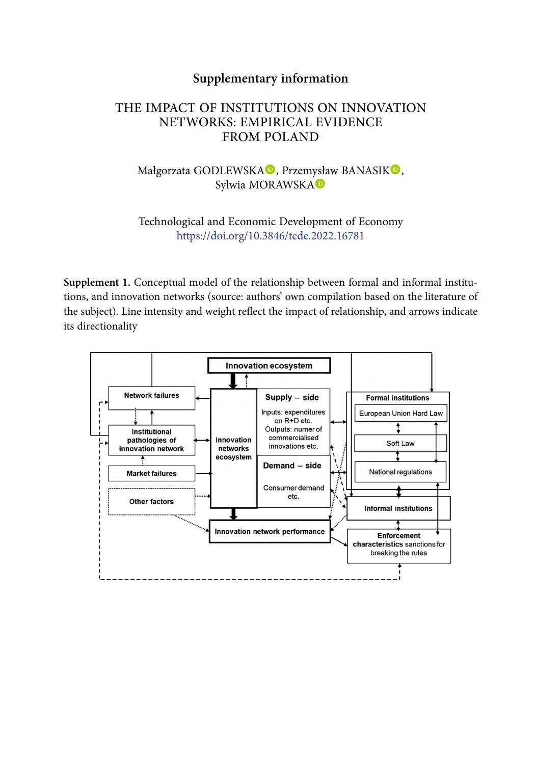## Supplementary information

# THE IMPACT OF INSTITUTIONS ON INNOVATION NETWORKS: EMPIRICAL EVIDENCE FROM POLAND

Małgorzata GODLEWSKA, Przemysław BANASIK, Sylwia MORAWSKA

Technological and Economic Development of Economy
https://doi.org/10.3846/tede.2022.16781

**Supplement 1.** Conceptual model of the relationship between formal and informal institutions, and innovation networks (source: authors' own compilation based on the literature of the subject). Line intensity and weight reflect the impact of relationship, and arrows indicate its directionality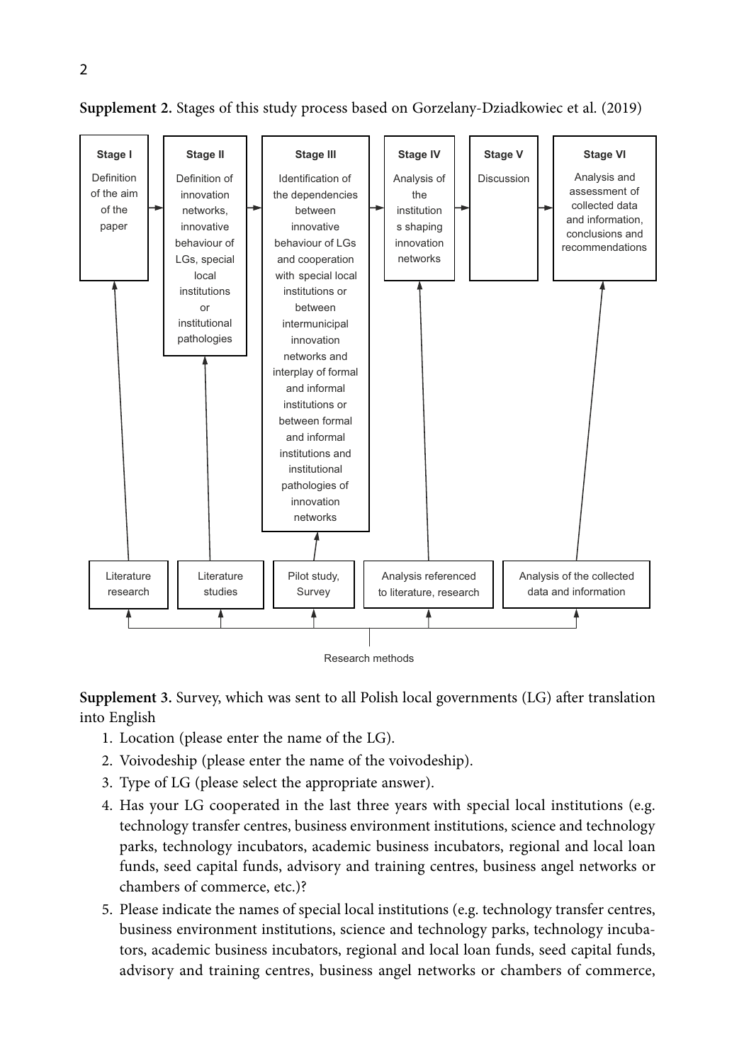**Supplement 2.** Stages of this study process based on Gorzelany-Dziadkowiec et al. (2019)

- **Stage I** – Definition of the aim of the paper (Research method: Literature research)
- **Stage II** – Definition of innovation networks, innovative behaviour of LGs, special local institutions or institutional pathologies (Research method: Literature studies)
- **Stage III** – Identification of the dependencies between innovative behaviour of LGs and cooperation with special local institutions or between intermunicipal innovation networks and interplay of formal and informal institutions or between formal and informal institutions and institutional pathologies of innovation networks (Research method: Pilot study, Survey)
- **Stage IV** – Analysis of the institutions shaping innovation networks (Research method: Analysis referenced to literature, research)
- **Stage V** – Discussion
- **Stage VI** – Analysis and assessment of collected data and information, conclusions and recommendations (Research method: Analysis of the collected data and information)

Research methods

**Supplement 3.** Survey, which was sent to all Polish local governments (LG) after translation into English

1. Location (please enter the name of the LG).
2. Voivodeship (please enter the name of the voivodeship).
3. Type of LG (please select the appropriate answer).
4. Has your LG cooperated in the last three years with special local institutions (e.g. technology transfer centres, business environment institutions, science and technology parks, technology incubators, academic business incubators, regional and local loan funds, seed capital funds, advisory and training centres, business angel networks or chambers of commerce, etc.)?
5. Please indicate the names of special local institutions (e.g. technology transfer centres, business environment institutions, science and technology parks, technology incubators, academic business incubators, regional and local loan funds, seed capital funds, advisory and training centres, business angel networks or chambers of commerce,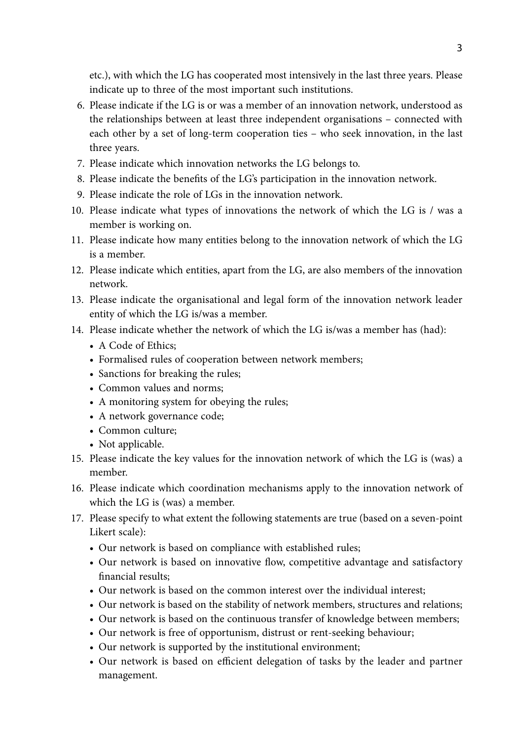etc.), with which the LG has cooperated most intensively in the last three years. Please indicate up to three of the most important such institutions.

6. Please indicate if the LG is or was a member of an innovation network, understood as the relationships between at least three independent organisations – connected with each other by a set of long-term cooperation ties – who seek innovation, in the last three years.
7. Please indicate which innovation networks the LG belongs to.
8. Please indicate the benefits of the LG's participation in the innovation network.
9. Please indicate the role of LGs in the innovation network.
10. Please indicate what types of innovations the network of which the LG is / was a member is working on.
11. Please indicate how many entities belong to the innovation network of which the LG is a member.
12. Please indicate which entities, apart from the LG, are also members of the innovation network.
13. Please indicate the organisational and legal form of the innovation network leader entity of which the LG is/was a member.
14. Please indicate whether the network of which the LG is/was a member has (had):
    - A Code of Ethics;
    - Formalised rules of cooperation between network members;
    - Sanctions for breaking the rules;
    - Common values and norms;
    - A monitoring system for obeying the rules;
    - A network governance code;
    - Common culture;
    - Not applicable.
15. Please indicate the key values for the innovation network of which the LG is (was) a member.
16. Please indicate which coordination mechanisms apply to the innovation network of which the LG is (was) a member.
17. Please specify to what extent the following statements are true (based on a seven-point Likert scale):
    - Our network is based on compliance with established rules;
    - Our network is based on innovative flow, competitive advantage and satisfactory financial results;
    - Our network is based on the common interest over the individual interest;
    - Our network is based on the stability of network members, structures and relations;
    - Our network is based on the continuous transfer of knowledge between members;
    - Our network is free of opportunism, distrust or rent-seeking behaviour;
    - Our network is supported by the institutional environment;
    - Our network is based on efficient delegation of tasks by the leader and partner management.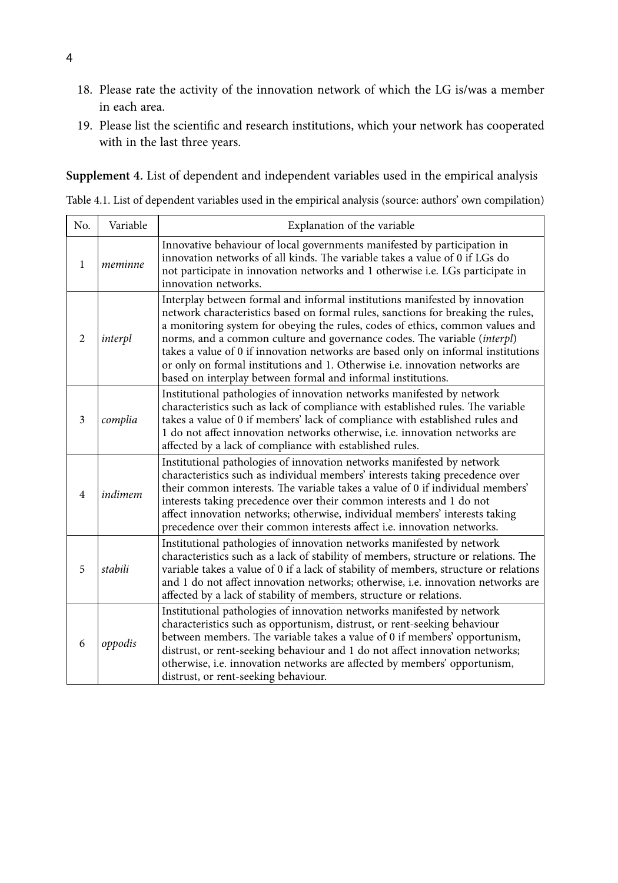18. Please rate the activity of the innovation network of which the LG is/was a member in each area.
19. Please list the scientific and research institutions, which your network has cooperated with in the last three years.

**Supplement 4.** List of dependent and independent variables used in the empirical analysis

Table 4.1. List of dependent variables used in the empirical analysis (source: authors' own compilation)

| No. | Variable | Explanation of the variable |
|---|---|---|
| 1 | *meminne* | Innovative behaviour of local governments manifested by participation in innovation networks of all kinds. The variable takes a value of 0 if LGs do not participate in innovation networks and 1 otherwise i.e. LGs participate in innovation networks. |
| 2 | *interpl* | Interplay between formal and informal institutions manifested by innovation network characteristics based on formal rules, sanctions for breaking the rules, a monitoring system for obeying the rules, codes of ethics, common values and norms, and a common culture and governance codes. The variable (*interpl*) takes a value of 0 if innovation networks are based only on informal institutions or only on formal institutions and 1. Otherwise i.e. innovation networks are based on interplay between formal and informal institutions. |
| 3 | *complia* | Institutional pathologies of innovation networks manifested by network characteristics such as lack of compliance with established rules. The variable takes a value of 0 if members' lack of compliance with established rules and 1 do not affect innovation networks otherwise, i.e. innovation networks are affected by a lack of compliance with established rules. |
| 4 | *indimem* | Institutional pathologies of innovation networks manifested by network characteristics such as individual members' interests taking precedence over their common interests. The variable takes a value of 0 if individual members' interests taking precedence over their common interests and 1 do not affect innovation networks; otherwise, individual members' interests taking precedence over their common interests affect i.e. innovation networks. |
| 5 | *stabili* | Institutional pathologies of innovation networks manifested by network characteristics such as a lack of stability of members, structure or relations. The variable takes a value of 0 if a lack of stability of members, structure or relations and 1 do not affect innovation networks; otherwise, i.e. innovation networks are affected by a lack of stability of members, structure or relations. |
| 6 | *oppodis* | Institutional pathologies of innovation networks manifested by network characteristics such as opportunism, distrust, or rent-seeking behaviour between members. The variable takes a value of 0 if members' opportunism, distrust, or rent-seeking behaviour and 1 do not affect innovation networks; otherwise, i.e. innovation networks are affected by members' opportunism, distrust, or rent-seeking behaviour. |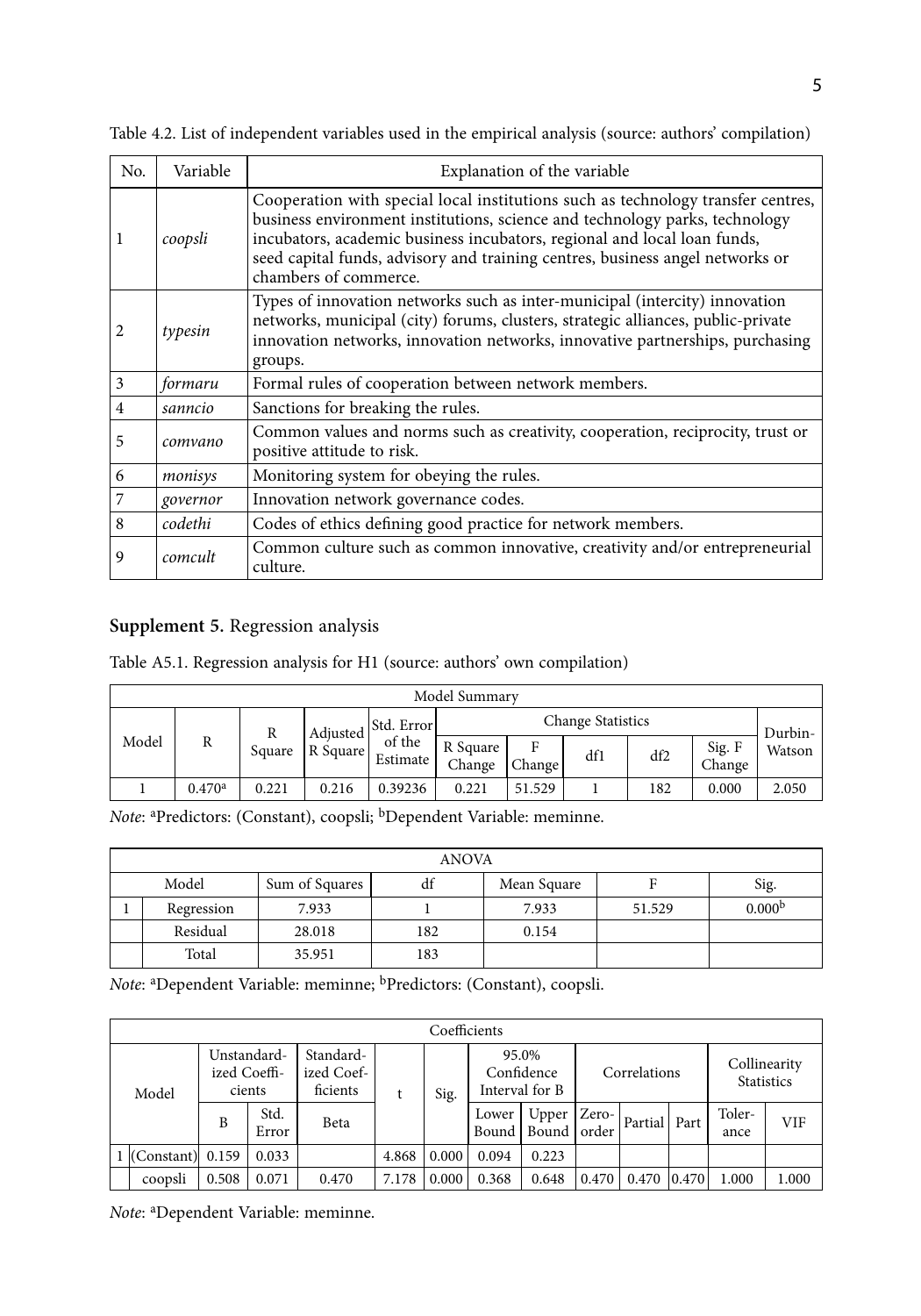Table 4.2. List of independent variables used in the empirical analysis (source: authors' compilation)

| No. | Variable | Explanation of the variable |
|---|---|---|
| 1 | *coopsli* | Cooperation with special local institutions such as technology transfer centres, business environment institutions, science and technology parks, technology incubators, academic business incubators, regional and local loan funds, seed capital funds, advisory and training centres, business angel networks or chambers of commerce. |
| 2 | *typesin* | Types of innovation networks such as inter-municipal (intercity) innovation networks, municipal (city) forums, clusters, strategic alliances, public-private innovation networks, innovation networks, innovative partnerships, purchasing groups. |
| 3 | *formaru* | Formal rules of cooperation between network members. |
| 4 | *sanncio* | Sanctions for breaking the rules. |
| 5 | *comvano* | Common values and norms such as creativity, cooperation, reciprocity, trust or positive attitude to risk. |
| 6 | *monisys* | Monitoring system for obeying the rules. |
| 7 | *governor* | Innovation network governance codes. |
| 8 | *codethi* | Codes of ethics defining good practice for network members. |
| 9 | *comcult* | Common culture such as common innovative, creativity and/or entrepreneurial culture. |

## **Supplement 5.** Regression analysis

Table A5.1. Regression analysis for H1 (source: authors' own compilation)

| Model Summary | | | | | | | | | | |
|---|---|---|---|---|---|---|---|---|---|---|
| Model | R | R Square | Adjusted R Square | Std. Error of the Estimate | Change Statistics | | | | | Durbin-Watson |
| | | | | | R Square Change | F Change | df1 | df2 | Sig. F Change | |
| 1 | 0.470[a] | 0.221 | 0.216 | 0.39236 | 0.221 | 51.529 | 1 | 182 | 0.000 | 2.050 |

*Note*: [a]Predictors: (Constant), coopsli; [b]Dependent Variable: meminne.

| ANOVA | | | | | | |
|---|---|---|---|---|---|---|
| Model | | Sum of Squares | df | Mean Square | F | Sig. |
| 1 | Regression | 7.933 | 1 | 7.933 | 51.529 | 0.000[b] |
| | Residual | 28.018 | 182 | 0.154 | | |
| | Total | 35.951 | 183 | | | |

*Note*: [a]Dependent Variable: meminne; [b]Predictors: (Constant), coopsli.

| Coefficients | | | | | | | | | | | | | |
|---|---|---|---|---|---|---|---|---|---|---|---|---|---|
| Model | | Unstandardized Coefficients | | Standardized Coefficients | t | Sig. | 95.0% Confidence Interval for B | | Correlations | | | Collinearity Statistics | |
| | | B | Std. Error | Beta | | | Lower Bound | Upper Bound | Zero-order | Partial | Part | Tolerance | VIF |
| 1 | (Constant) | 0.159 | 0.033 | | 4.868 | 0.000 | 0.094 | 0.223 | | | | | |
| | coopsli | 0.508 | 0.071 | 0.470 | 7.178 | 0.000 | 0.368 | 0.648 | 0.470 | 0.470 | 0.470 | 1.000 | 1.000 |

*Note*: [a]Dependent Variable: meminne.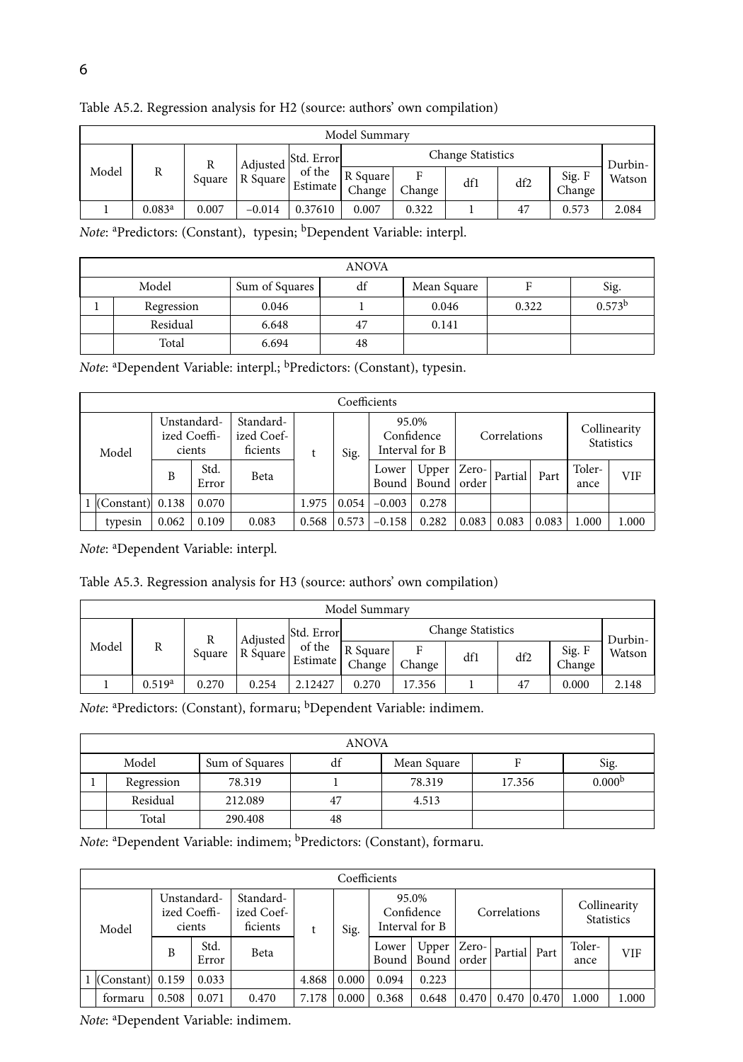Table A5.2. Regression analysis for H2 (source: authors' own compilation)

| Model Summary | | | | | | | | | | |
|---|---|---|---|---|---|---|---|---|---|---|
| Model | R | R Square | Adjusted R Square | Std. Error of the Estimate | Change Statistics | | | | | Durbin-Watson |
| | | | | | R Square Change | F Change | df1 | df2 | Sig. F Change | |
| 1 | 0.083[a] | 0.007 | −0.014 | 0.37610 | 0.007 | 0.322 | 1 | 47 | 0.573 | 2.084 |

*Note*: [a]Predictors: (Constant), typesin; [b]Dependent Variable: interpl.

| ANOVA | | | | | | |
|---|---|---|---|---|---|---|
| Model | | Sum of Squares | df | Mean Square | F | Sig. |
| 1 | Regression | 0.046 | 1 | 0.046 | 0.322 | 0.573[b] |
| | Residual | 6.648 | 47 | 0.141 | | |
| | Total | 6.694 | 48 | | | |

*Note*: [a]Dependent Variable: interpl.; [b]Predictors: (Constant), typesin.

| Coefficients | | | | | | | | | | | | | |
|---|---|---|---|---|---|---|---|---|---|---|---|---|---|
| Model | | Unstandardized Coefficients | | Standardized Coefficients | t | Sig. | 95.0% Confidence Interval for B | | Correlations | | | Collinearity Statistics | |
| | | B | Std. Error | Beta | | | Lower Bound | Upper Bound | Zero-order | Partial | Part | Tolerance | VIF |
| 1 | (Constant) | 0.138 | 0.070 | | 1.975 | 0.054 | −0.003 | 0.278 | | | | | |
| | typesin | 0.062 | 0.109 | 0.083 | 0.568 | 0.573 | −0.158 | 0.282 | 0.083 | 0.083 | 0.083 | 1.000 | 1.000 |

*Note*: [a]Dependent Variable: interpl.

Table A5.3. Regression analysis for H3 (source: authors' own compilation)

| Model Summary | | | | | | | | | | |
|---|---|---|---|---|---|---|---|---|---|---|
| Model | R | R Square | Adjusted R Square | Std. Error of the Estimate | Change Statistics | | | | | Durbin-Watson |
| | | | | | R Square Change | F Change | df1 | df2 | Sig. F Change | |
| 1 | 0.519[a] | 0.270 | 0.254 | 2.12427 | 0.270 | 17.356 | 1 | 47 | 0.000 | 2.148 |

*Note*: [a]Predictors: (Constant), formaru; [b]Dependent Variable: indimem.

| ANOVA | | | | | | |
|---|---|---|---|---|---|---|
| Model | | Sum of Squares | df | Mean Square | F | Sig. |
| 1 | Regression | 78.319 | 1 | 78.319 | 17.356 | 0.000[b] |
| | Residual | 212.089 | 47 | 4.513 | | |
| | Total | 290.408 | 48 | | | |

*Note*: [a]Dependent Variable: indimem; [b]Predictors: (Constant), formaru.

| Coefficients | | | | | | | | | | | | | |
|---|---|---|---|---|---|---|---|---|---|---|---|---|---|
| Model | | Unstandardized Coefficients | | Standardized Coefficients | t | Sig. | 95.0% Confidence Interval for B | | Correlations | | | Collinearity Statistics | |
| | | B | Std. Error | Beta | | | Lower Bound | Upper Bound | Zero-order | Partial | Part | Tolerance | VIF |
| 1 | (Constant) | 0.159 | 0.033 | | 4.868 | 0.000 | 0.094 | 0.223 | | | | | |
| | formaru | 0.508 | 0.071 | 0.470 | 7.178 | 0.000 | 0.368 | 0.648 | 0.470 | 0.470 | 0.470 | 1.000 | 1.000 |

*Note*: [a]Dependent Variable: indimem.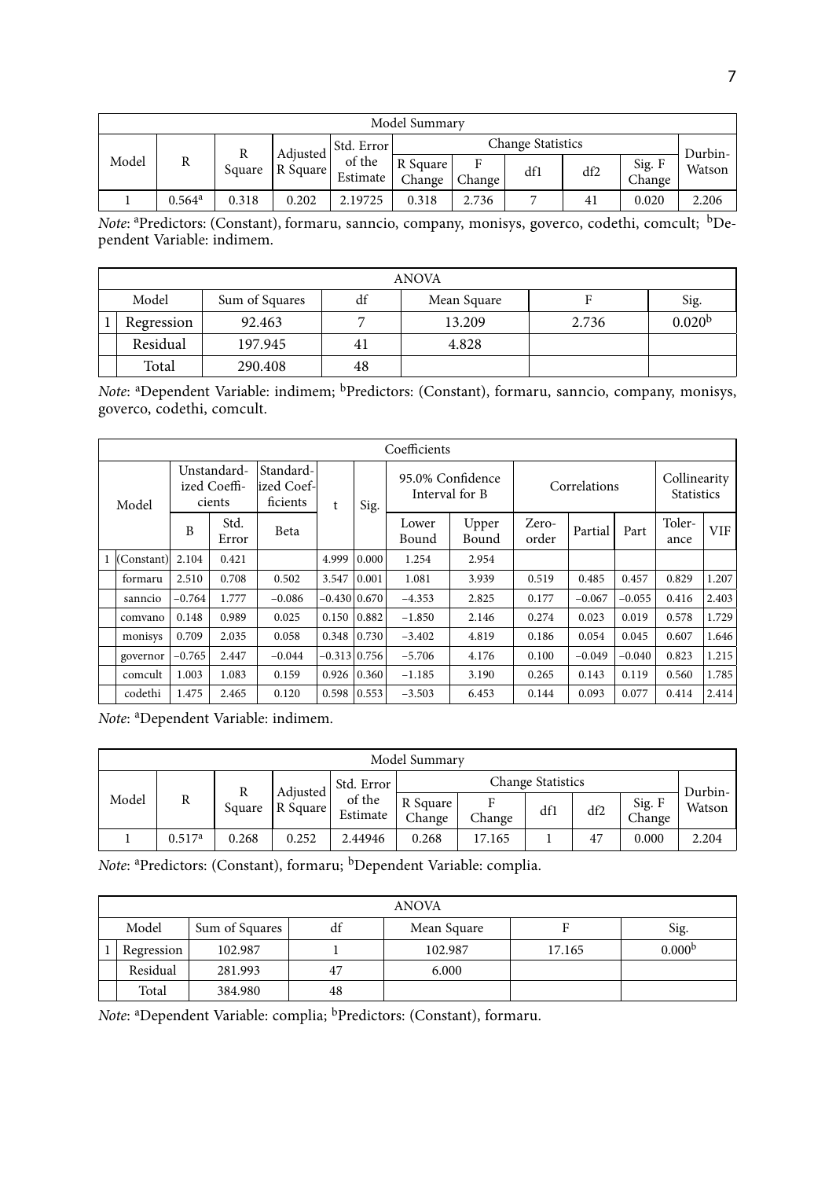| Model Summary | | | | | | | | | | |
|---|---|---|---|---|---|---|---|---|---|---|
| Model | R | R Square | Adjusted R Square | Std. Error of the Estimate | Change Statistics | | | | | Durbin-Watson |
| | | | | | R Square Change | F Change | df1 | df2 | Sig. F Change | |
| 1 | 0.564[a] | 0.318 | 0.202 | 2.19725 | 0.318 | 2.736 | 7 | 41 | 0.020 | 2.206 |

*Note*: [a]Predictors: (Constant), formaru, sanncio, company, monisys, goverco, codethi, comcult; [b]Dependent Variable: indimem.

| ANOVA | | | | | | |
|---|---|---|---|---|---|---|
| Model | | Sum of Squares | df | Mean Square | F | Sig. |
| 1 | Regression | 92.463 | 7 | 13.209 | 2.736 | 0.020[b] |
| | Residual | 197.945 | 41 | 4.828 | | |
| | Total | 290.408 | 48 | | | |

*Note*: [a]Dependent Variable: indimem; [b]Predictors: (Constant), formaru, sanncio, company, monisys, goverco, codethi, comcult.

| Coefficients | | | | | | | | | | | | | |
|---|---|---|---|---|---|---|---|---|---|---|---|---|---|
| Model | | Unstandardized Coefficients | | Standardized Coefficients | t | Sig. | 95.0% Confidence Interval for B | | Correlations | | | Collinearity Statistics | |
| | | B | Std. Error | Beta | | | Lower Bound | Upper Bound | Zero-order | Partial | Part | Tolerance | VIF |
| 1 | (Constant) | 2.104 | 0.421 | | 4.999 | 0.000 | 1.254 | 2.954 | | | | | |
| | formaru | 2.510 | 0.708 | 0.502 | 3.547 | 0.001 | 1.081 | 3.939 | 0.519 | 0.485 | 0.457 | 0.829 | 1.207 |
| | sanncio | −0.764 | 1.777 | −0.086 | −0.430 | 0.670 | −4.353 | 2.825 | 0.177 | −0.067 | −0.055 | 0.416 | 2.403 |
| | comvano | 0.148 | 0.989 | 0.025 | 0.150 | 0.882 | −1.850 | 2.146 | 0.274 | 0.023 | 0.019 | 0.578 | 1.729 |
| | monisys | 0.709 | 2.035 | 0.058 | 0.348 | 0.730 | −3.402 | 4.819 | 0.186 | 0.054 | 0.045 | 0.607 | 1.646 |
| | governor | −0.765 | 2.447 | −0.044 | −0.313 | 0.756 | −5.706 | 4.176 | 0.100 | −0.049 | −0.040 | 0.823 | 1.215 |
| | comcult | 1.003 | 1.083 | 0.159 | 0.926 | 0.360 | −1.185 | 3.190 | 0.265 | 0.143 | 0.119 | 0.560 | 1.785 |
| | codethi | 1.475 | 2.465 | 0.120 | 0.598 | 0.553 | −3.503 | 6.453 | 0.144 | 0.093 | 0.077 | 0.414 | 2.414 |

*Note*: [a]Dependent Variable: indimem.

| Model Summary | | | | | | | | | | |
|---|---|---|---|---|---|---|---|---|---|---|
| Model | R | R Square | Adjusted R Square | Std. Error of the Estimate | Change Statistics | | | | | Durbin-Watson |
| | | | | | R Square Change | F Change | df1 | df2 | Sig. F Change | |
| 1 | 0.517[a] | 0.268 | 0.252 | 2.44946 | 0.268 | 17.165 | 1 | 47 | 0.000 | 2.204 |

*Note*: [a]Predictors: (Constant), formaru; [b]Dependent Variable: complia.

| ANOVA | | | | | | |
|---|---|---|---|---|---|---|
| Model | | Sum of Squares | df | Mean Square | F | Sig. |
| 1 | Regression | 102.987 | 1 | 102.987 | 17.165 | 0.000[b] |
| | Residual | 281.993 | 47 | 6.000 | | |
| | Total | 384.980 | 48 | | | |

*Note*: [a]Dependent Variable: complia; [b]Predictors: (Constant), formaru.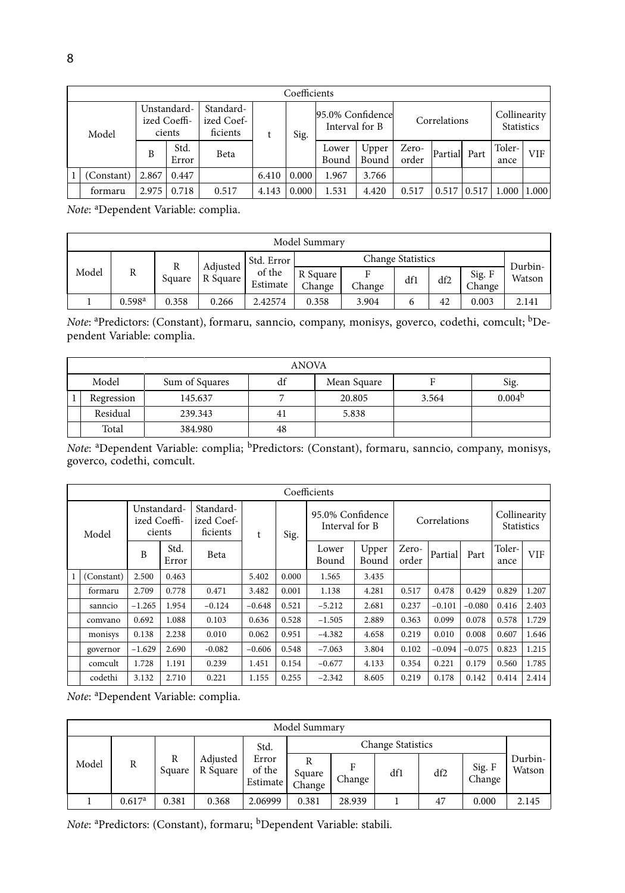| Coefficients | | | | | | | | | | | | | |
|---|---|---|---|---|---|---|---|---|---|---|---|---|---|
| Model | | Unstandardized Coefficients | | Standardized Coefficients | t | Sig. | 95.0% Confidence Interval for B | | Correlations | | | Collinearity Statistics | |
| | | B | Std. Error | Beta | | | Lower Bound | Upper Bound | Zero-order | Partial | Part | Tolerance | VIF |
| 1 | (Constant) | 2.867 | 0.447 | | 6.410 | 0.000 | 1.967 | 3.766 | | | | | |
| | formaru | 2.975 | 0.718 | 0.517 | 4.143 | 0.000 | 1.531 | 4.420 | 0.517 | 0.517 | 0.517 | 1.000 | 1.000 |

*Note*: [a]Dependent Variable: complia.

| Model Summary | | | | | | | | | | |
|---|---|---|---|---|---|---|---|---|---|---|
| Model | R | R Square | Adjusted R Square | Std. Error of the Estimate | Change Statistics | | | | | Durbin-Watson |
| | | | | | R Square Change | F Change | df1 | df2 | Sig. F Change | |
| 1 | 0.598[a] | 0.358 | 0.266 | 2.42574 | 0.358 | 3.904 | 6 | 42 | 0.003 | 2.141 |

*Note*: [a]Predictors: (Constant), formaru, sanncio, company, monisys, goverco, codethi, comcult; [b]Dependent Variable: complia.

| ANOVA | | | | | | |
|---|---|---|---|---|---|---|
| Model | | Sum of Squares | df | Mean Square | F | Sig. |
| 1 | Regression | 145.637 | 7 | 20.805 | 3.564 | 0.004[b] |
| | Residual | 239.343 | 41 | 5.838 | | |
| | Total | 384.980 | 48 | | | |

*Note*: [a]Dependent Variable: complia; [b]Predictors: (Constant), formaru, sanncio, company, monisys, goverco, codethi, comcult.

| Coefficients | | | | | | | | | | | | | |
|---|---|---|---|---|---|---|---|---|---|---|---|---|---|
| Model | | Unstandardized Coefficients | | Standardized Coefficients | t | Sig. | 95.0% Confidence Interval for B | | Correlations | | | Collinearity Statistics | |
| | | B | Std. Error | Beta | | | Lower Bound | Upper Bound | Zero-order | Partial | Part | Tolerance | VIF |
| 1 | (Constant) | 2.500 | 0.463 | | 5.402 | 0.000 | 1.565 | 3.435 | | | | | |
| | formaru | 2.709 | 0.778 | 0.471 | 3.482 | 0.001 | 1.138 | 4.281 | 0.517 | 0.478 | 0.429 | 0.829 | 1.207 |
| | sanncio | −1.265 | 1.954 | −0.124 | −0.648 | 0.521 | −5.212 | 2.681 | 0.237 | −0.101 | −0.080 | 0.416 | 2.403 |
| | comvano | 0.692 | 1.088 | 0.103 | 0.636 | 0.528 | −1.505 | 2.889 | 0.363 | 0.099 | 0.078 | 0.578 | 1.729 |
| | monisys | 0.138 | 2.238 | 0.010 | 0.062 | 0.951 | −4.382 | 4.658 | 0.219 | 0.010 | 0.008 | 0.607 | 1.646 |
| | governor | −1.629 | 2.690 | -0.082 | −0.606 | 0.548 | −7.063 | 3.804 | 0.102 | −0.094 | −0.075 | 0.823 | 1.215 |
| | comcult | 1.728 | 1.191 | 0.239 | 1.451 | 0.154 | −0.677 | 4.133 | 0.354 | 0.221 | 0.179 | 0.560 | 1.785 |
| | codethi | 3.132 | 2.710 | 0.221 | 1.155 | 0.255 | −2.342 | 8.605 | 0.219 | 0.178 | 0.142 | 0.414 | 2.414 |

*Note*: [a]Dependent Variable: complia.

| Model Summary | | | | | | | | | | |
|---|---|---|---|---|---|---|---|---|---|---|
| Model | R | R Square | Adjusted R Square | Std. Error of the Estimate | Change Statistics | | | | | Durbin-Watson |
| | | | | | R Square Change | F Change | df1 | df2 | Sig. F Change | |
| 1 | 0.617[a] | 0.381 | 0.368 | 2.06999 | 0.381 | 28.939 | 1 | 47 | 0.000 | 2.145 |

*Note*: [a]Predictors: (Constant), formaru; [b]Dependent Variable: stabili.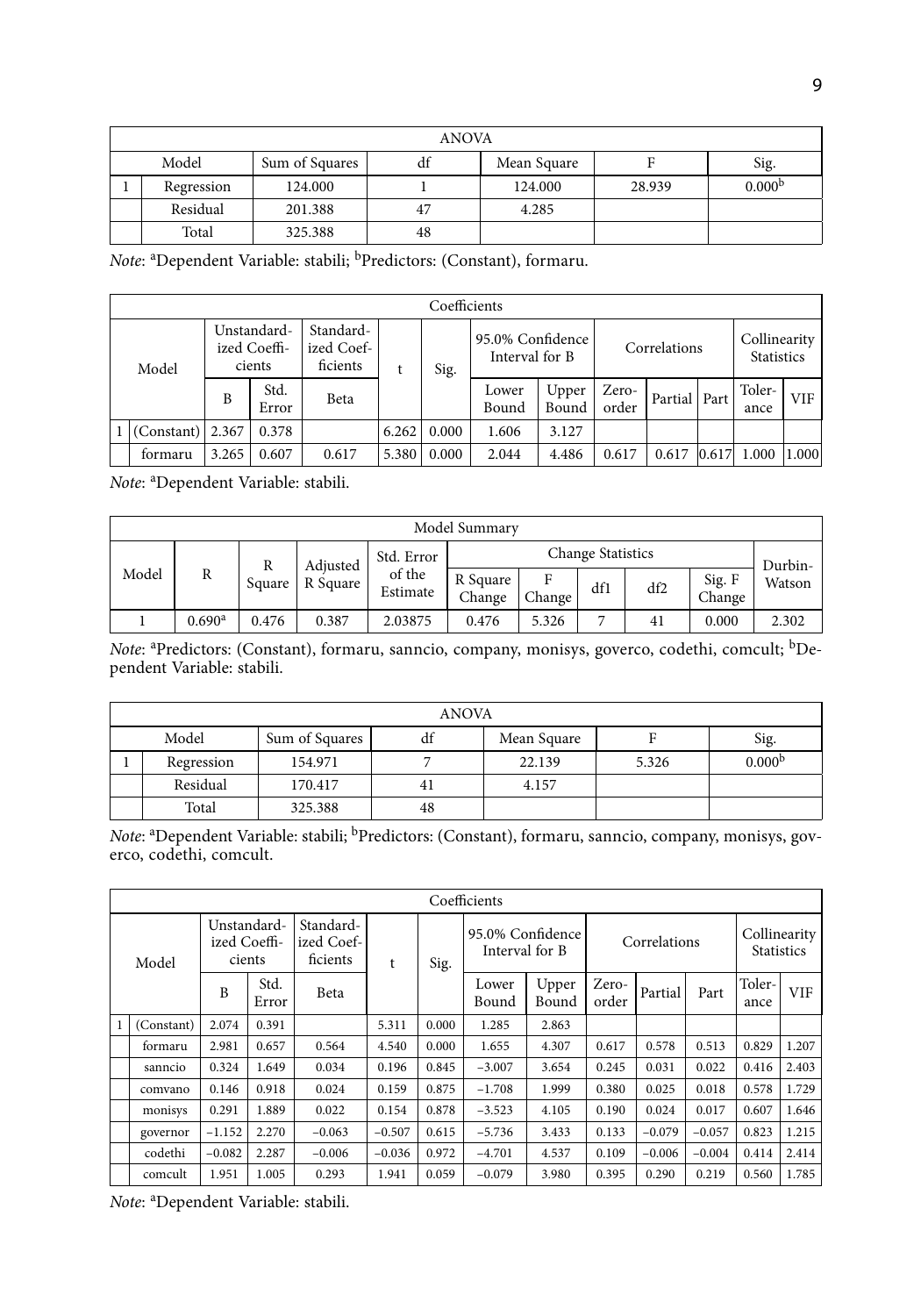| ANOVA | | | | | | |
|---|---|---|---|---|---|---|
| Model | | Sum of Squares | df | Mean Square | F | Sig. |
| 1 | Regression | 124.000 | 1 | 124.000 | 28.939 | 0.000[b] |
| | Residual | 201.388 | 47 | 4.285 | | |
| | Total | 325.388 | 48 | | | |

*Note*: [a]Dependent Variable: stabili; [b]Predictors: (Constant), formaru.

| Coefficients | | | | | | | | | | | | | | |
|---|---|---|---|---|---|---|---|---|---|---|---|---|---|---|
| Model | | Unstandardized Coefficients | | Standardized Coefficients | t | Sig. | 95.0% Confidence Interval for B | | Correlations | | | Collinearity Statistics | |
| | | B | Std. Error | Beta | | | Lower Bound | Upper Bound | Zero-order | Partial | Part | Tolerance | VIF |
| 1 | (Constant) | 2.367 | 0.378 | | 6.262 | 0.000 | 1.606 | 3.127 | | | | | |
| | formaru | 3.265 | 0.607 | 0.617 | 5.380 | 0.000 | 2.044 | 4.486 | 0.617 | 0.617 | 0.617 | 1.000 | 1.000 |

*Note*: [a]Dependent Variable: stabili.

| Model Summary | | | | | | | | | | |
|---|---|---|---|---|---|---|---|---|---|---|
| Model | R | R Square | Adjusted R Square | Std. Error of the Estimate | Change Statistics | | | | | Durbin-Watson |
| | | | | | R Square Change | F Change | df1 | df2 | Sig. F Change | |
| 1 | 0.690[a] | 0.476 | 0.387 | 2.03875 | 0.476 | 5.326 | 7 | 41 | 0.000 | 2.302 |

*Note*: [a]Predictors: (Constant), formaru, sanncio, company, monisys, goverco, codethi, comcult; [b]Dependent Variable: stabili.

| ANOVA | | | | | | |
|---|---|---|---|---|---|---|
| Model | | Sum of Squares | df | Mean Square | F | Sig. |
| 1 | Regression | 154.971 | 7 | 22.139 | 5.326 | 0.000[b] |
| | Residual | 170.417 | 41 | 4.157 | | |
| | Total | 325.388 | 48 | | | |

*Note*: [a]Dependent Variable: stabili; [b]Predictors: (Constant), formaru, sanncio, company, monisys, goverco, codethi, comcult.

| Coefficients | | | | | | | | | | | | | | |
|---|---|---|---|---|---|---|---|---|---|---|---|---|---|---|
| Model | | Unstandardized Coefficients | | Standardized Coefficients | t | Sig. | 95.0% Confidence Interval for B | | Correlations | | | Collinearity Statistics | |
| | | B | Std. Error | Beta | | | Lower Bound | Upper Bound | Zero-order | Partial | Part | Tolerance | VIF |
| 1 | (Constant) | 2.074 | 0.391 | | 5.311 | 0.000 | 1.285 | 2.863 | | | | | |
| | formaru | 2.981 | 0.657 | 0.564 | 4.540 | 0.000 | 1.655 | 4.307 | 0.617 | 0.578 | 0.513 | 0.829 | 1.207 |
| | sanncio | 0.324 | 1.649 | 0.034 | 0.196 | 0.845 | −3.007 | 3.654 | 0.245 | 0.031 | 0.022 | 0.416 | 2.403 |
| | comvano | 0.146 | 0.918 | 0.024 | 0.159 | 0.875 | −1.708 | 1.999 | 0.380 | 0.025 | 0.018 | 0.578 | 1.729 |
| | monisys | 0.291 | 1.889 | 0.022 | 0.154 | 0.878 | −3.523 | 4.105 | 0.190 | 0.024 | 0.017 | 0.607 | 1.646 |
| | governor | −1.152 | 2.270 | −0.063 | −0.507 | 0.615 | −5.736 | 3.433 | 0.133 | −0.079 | −0.057 | 0.823 | 1.215 |
| | codethi | −0.082 | 2.287 | −0.006 | −0.036 | 0.972 | −4.701 | 4.537 | 0.109 | −0.006 | −0.004 | 0.414 | 2.414 |
| | comcult | 1.951 | 1.005 | 0.293 | 1.941 | 0.059 | −0.079 | 3.980 | 0.395 | 0.290 | 0.219 | 0.560 | 1.785 |

*Note*: [a]Dependent Variable: stabili.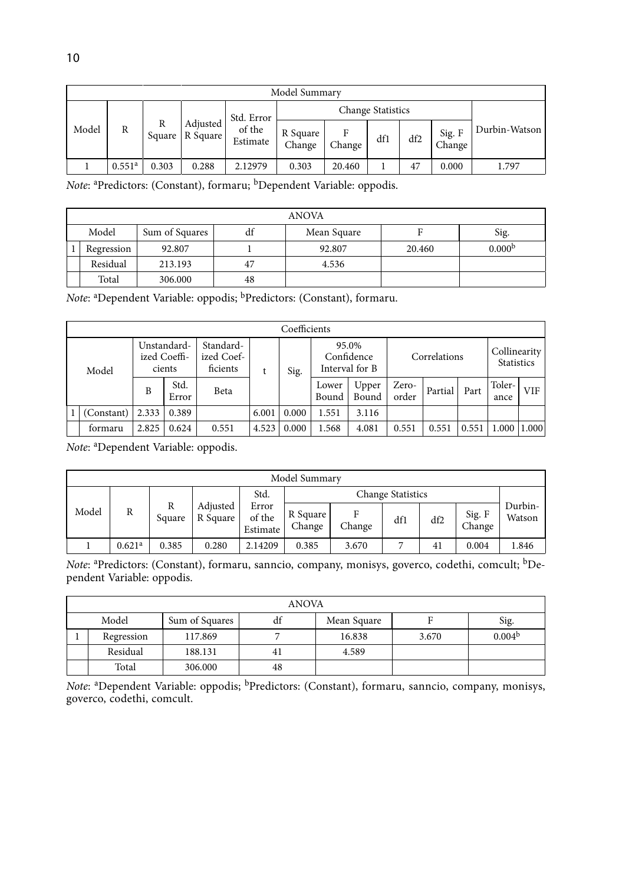| Model Summary | | | | | | | | | | |
|---|---|---|---|---|---|---|---|---|---|---|
| Model | R | R Square | Adjusted R Square | Std. Error of the Estimate | Change Statistics | | | | | Durbin-Watson |
| | | | | | R Square Change | F Change | df1 | df2 | Sig. F Change | |
| 1 | 0.551[a] | 0.303 | 0.288 | 2.12979 | 0.303 | 20.460 | 1 | 47 | 0.000 | 1.797 |

*Note*: [a]Predictors: (Constant), formaru; [b]Dependent Variable: oppodis.

| ANOVA | | | | | | |
|---|---|---|---|---|---|---|
| Model | | Sum of Squares | df | Mean Square | F | Sig. |
| 1 | Regression | 92.807 | 1 | 92.807 | 20.460 | 0.000[b] |
| | Residual | 213.193 | 47 | 4.536 | | |
| | Total | 306.000 | 48 | | | |

*Note*: [a]Dependent Variable: oppodis; [b]Predictors: (Constant), formaru.

| Coefficients | | | | | | | | | | | | | |
|---|---|---|---|---|---|---|---|---|---|---|---|---|---|
| Model | | Unstandardized Coefficients | | Standardized Coefficients | t | Sig. | 95.0% Confidence Interval for B | | Correlations | | | Collinearity Statistics | |
| | | B | Std. Error | Beta | | | Lower Bound | Upper Bound | Zero-order | Partial | Part | Tolerance | VIF |
| 1 | (Constant) | 2.333 | 0.389 | | 6.001 | 0.000 | 1.551 | 3.116 | | | | | |
| | formaru | 2.825 | 0.624 | 0.551 | 4.523 | 0.000 | 1.568 | 4.081 | 0.551 | 0.551 | 0.551 | 1.000 | 1.000 |

*Note*: [a]Dependent Variable: oppodis.

| Model Summary | | | | | | | | | | |
|---|---|---|---|---|---|---|---|---|---|---|
| Model | R | R Square | Adjusted R Square | Std. Error of the Estimate | Change Statistics | | | | | Durbin-Watson |
| | | | | | R Square Change | F Change | df1 | df2 | Sig. F Change | |
| 1 | 0.621[a] | 0.385 | 0.280 | 2.14209 | 0.385 | 3.670 | 7 | 41 | 0.004 | 1.846 |

*Note*: [a]Predictors: (Constant), formaru, sanncio, company, monisys, goverco, codethi, comcult; [b]Dependent Variable: oppodis.

| ANOVA | | | | | | |
|---|---|---|---|---|---|---|
| Model | | Sum of Squares | df | Mean Square | F | Sig. |
| 1 | Regression | 117.869 | 7 | 16.838 | 3.670 | 0.004[b] |
| | Residual | 188.131 | 41 | 4.589 | | |
| | Total | 306.000 | 48 | | | |

*Note*: [a]Dependent Variable: oppodis; [b]Predictors: (Constant), formaru, sanncio, company, monisys, goverco, codethi, comcult.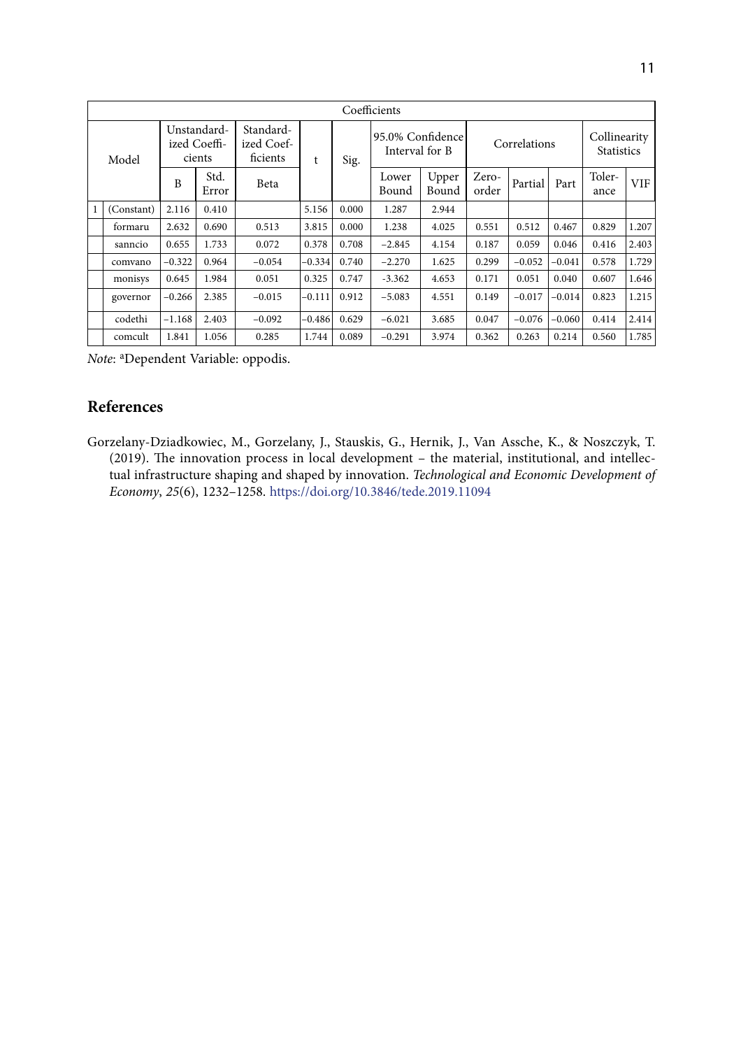| Coefficients | | | | | | | | | | | | | | |
|---|---|---|---|---|---|---|---|---|---|---|---|---|---|---|
| Model | | Unstandardized Coefficients | | Standardized Coefficients | t | Sig. | 95.0% Confidence Interval for B | | Correlations | | | Collinearity Statistics | |
| | | B | Std. Error | Beta | | | Lower Bound | Upper Bound | Zero-order | Partial | Part | Tolerance | VIF |
| 1 | (Constant) | 2.116 | 0.410 | | 5.156 | 0.000 | 1.287 | 2.944 | | | | | |
| | formaru | 2.632 | 0.690 | 0.513 | 3.815 | 0.000 | 1.238 | 4.025 | 0.551 | 0.512 | 0.467 | 0.829 | 1.207 |
| | sanncio | 0.655 | 1.733 | 0.072 | 0.378 | 0.708 | −2.845 | 4.154 | 0.187 | 0.059 | 0.046 | 0.416 | 2.403 |
| | comvano | −0.322 | 0.964 | −0.054 | −0.334 | 0.740 | −2.270 | 1.625 | 0.299 | −0.052 | −0.041 | 0.578 | 1.729 |
| | monisys | 0.645 | 1.984 | 0.051 | 0.325 | 0.747 | -3.362 | 4.653 | 0.171 | 0.051 | 0.040 | 0.607 | 1.646 |
| | governor | −0.266 | 2.385 | −0.015 | −0.111 | 0.912 | −5.083 | 4.551 | 0.149 | −0.017 | −0.014 | 0.823 | 1.215 |
| | codethi | −1.168 | 2.403 | −0.092 | −0.486 | 0.629 | −6.021 | 3.685 | 0.047 | −0.076 | −0.060 | 0.414 | 2.414 |
| | comcult | 1.841 | 1.056 | 0.285 | 1.744 | 0.089 | −0.291 | 3.974 | 0.362 | 0.263 | 0.214 | 0.560 | 1.785 |

*Note*: [a]Dependent Variable: oppodis.

## References

Gorzelany-Dziadkowiec, M., Gorzelany, J., Stauskis, G., Hernik, J., Van Assche, K., & Noszczyk, T. (2019). The innovation process in local development – the material, institutional, and intellectual infrastructure shaping and shaped by innovation. *Technological and Economic Development of Economy*, *25*(6), 1232–1258. https://doi.org/10.3846/tede.2019.11094